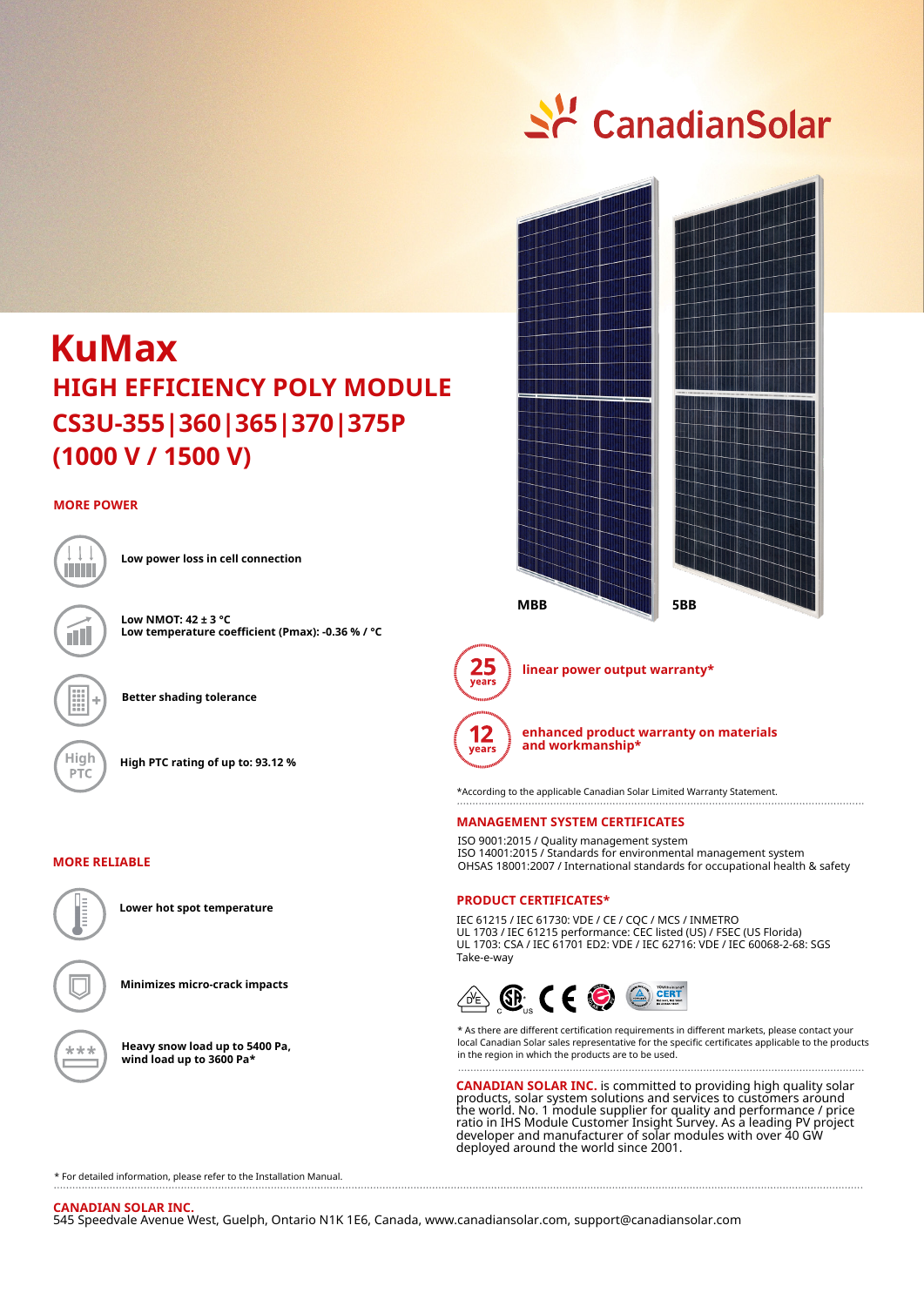CanadianSolar

# KuMax

## HIGH EFFICIENCY POLY MODULE
## CS3U-355|360|365|370|375P
## (1000 V / 1500 V)

MBB

5BB

### MORE POWER

**Low power loss in cell connection**

**Low NMOT: 42 ± 3 °C**
**Low temperature coefficient (Pmax): -0.36 % / °C**

**Better shading tolerance**

**High PTC rating of up to: 93.12 %**

### MORE RELIABLE

**Lower hot spot temperature**

**Minimizes micro-crack impacts**

**Heavy snow load up to 5400 Pa, wind load up to 3600 Pa***

25 years — **linear power output warranty***

12 years — **enhanced product warranty on materials and workmanship***

*According to the applicable Canadian Solar Limited Warranty Statement.

### MANAGEMENT SYSTEM CERTIFICATES

ISO 9001:2015 / Quality management system
ISO 14001:2015 / Standards for environmental management system
OHSAS 18001:2007 / International standards for occupational health & safety

### PRODUCT CERTIFICATES*

IEC 61215 / IEC 61730: VDE / CE / CQC / MCS / INMETRO
UL 1703 / IEC 61215 performance: CEC listed (US) / FSEC (US Florida)
UL 1703: CSA / IEC 61701 ED2: VDE / IEC 62716: VDE / IEC 60068-2-68: SGS
Take-e-way

* As there are different certification requirements in different markets, please contact your local Canadian Solar sales representative for the specific certificates applicable to the products in the region in which the products are to be used.

**CANADIAN SOLAR INC.** is committed to providing high quality solar products, solar system solutions and services to customers around the world. No. 1 module supplier for quality and performance / price ratio in IHS Module Customer Insight Survey. As a leading PV project developer and manufacturer of solar modules with over 40 GW deployed around the world since 2001.

* For detailed information, please refer to the Installation Manual.

**CANADIAN SOLAR INC.**
545 Speedvale Avenue West, Guelph, Ontario N1K 1E6, Canada, www.canadiansolar.com, support@canadiansolar.com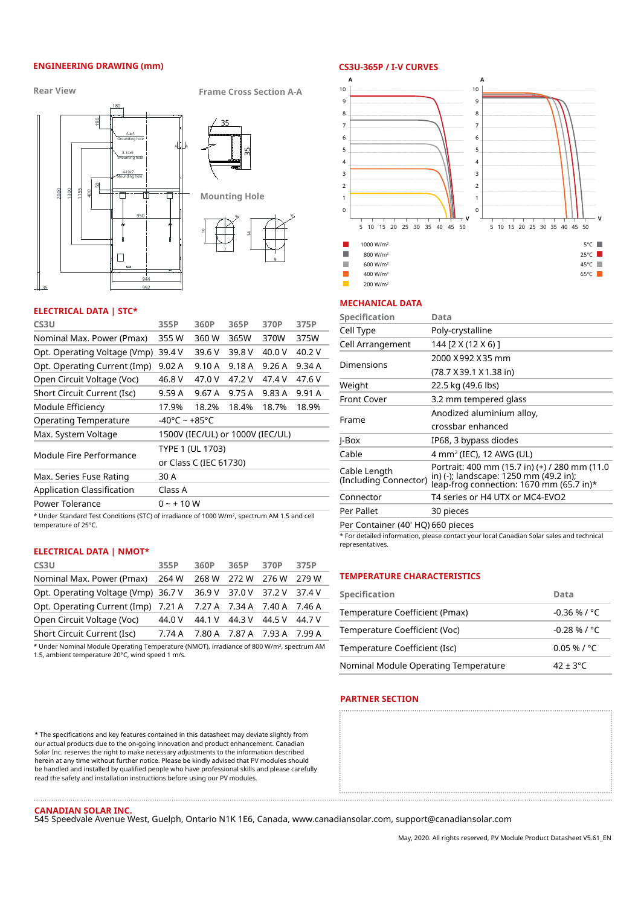## ENGINEERING DRAWING (mm)

Rear View

Frame Cross Section A-A

Mounting Hole

180
6-Φ5 Grounding hole
8-14x9 Mounting hole
4-10x7 Mounting hole
2000
1300
1155
400
50
950
944
992
35
10
7
14
9

## CS3U-365P / I-V CURVES

A
10
9
8
7
6
5
4
3
2
1
0
5 10 15 20 25 30 35 40 45 50 V

1000 W/m²
800 W/m²
600 W/m²
400 W/m²
200 W/m²

5°C
25°C
45°C
65°C

## ELECTRICAL DATA | STC*

| CS3U | 355P | 360P | 365P | 370P | 375P |
|---|---|---|---|---|---|
| Nominal Max. Power (Pmax) | 355 W | 360 W | 365W | 370W | 375W |
| Opt. Operating Voltage (Vmp) | 39.4 V | 39.6 V | 39.8 V | 40.0 V | 40.2 V |
| Opt. Operating Current (Imp) | 9.02 A | 9.10 A | 9.18 A | 9.26 A | 9.34 A |
| Open Circuit Voltage (Voc) | 46.8 V | 47.0 V | 47.2 V | 47.4 V | 47.6 V |
| Short Circuit Current (Isc) | 9.59 A | 9.67 A | 9.75 A | 9.83 A | 9.91 A |
| Module Efficiency | 17.9% | 18.2% | 18.4% | 18.7% | 18.9% |
| Operating Temperature | -40°C ~ +85°C | | | | |
| Max. System Voltage | 1500V (IEC/UL) or 1000V (IEC/UL) | | | | |
| Module Fire Performance | TYPE 1 (UL 1703) or Class C (IEC 61730) | | | | |
| Max. Series Fuse Rating | 30 A | | | | |
| Application Classification | Class A | | | | |
| Power Tolerance | 0 ~ + 10 W | | | | |

* Under Standard Test Conditions (STC) of irradiance of 1000 W/m², spectrum AM 1.5 and cell temperature of 25°C.

## ELECTRICAL DATA | NMOT*

| CS3U | 355P | 360P | 365P | 370P | 375P |
|---|---|---|---|---|---|
| Nominal Max. Power (Pmax) | 264 W | 268 W | 272 W | 276 W | 279 W |
| Opt. Operating Voltage (Vmp) | 36.7 V | 36.9 V | 37.0 V | 37.2 V | 37.4 V |
| Opt. Operating Current (Imp) | 7.21 A | 7.27 A | 7.34 A | 7.40 A | 7.46 A |
| Open Circuit Voltage (Voc) | 44.0 V | 44.1 V | 44.3 V | 44.5 V | 44.7 V |
| Short Circuit Current (Isc) | 7.74 A | 7.80 A | 7.87 A | 7.93 A | 7.99 A |

* Under Nominal Module Operating Temperature (NMOT), irradiance of 800 W/m², spectrum AM 1.5, ambient temperature 20°C, wind speed 1 m/s.

## MECHANICAL DATA

| Specification | Data |
|---|---|
| Cell Type | Poly-crystalline |
| Cell Arrangement | 144 [2 X (12 X 6) ] |
| Dimensions | 2000 X992 X35 mm (78.7 X39.1 X1.38 in) |
| Weight | 22.5 kg (49.6 lbs) |
| Front Cover | 3.2 mm tempered glass |
| Frame | Anodized aluminium alloy, crossbar enhanced |
| J-Box | IP68, 3 bypass diodes |
| Cable | 4 mm² (IEC), 12 AWG (UL) |
| Cable Length (Including Connector) | Portrait: 400 mm (15.7 in) (+) / 280 mm (11.0 in) (-); landscape: 1250 mm (49.2 in); leap-frog connection: 1670 mm (65.7 in)* |
| Connector | T4 series or H4 UTX or MC4-EVO2 |
| Per Pallet | 30 pieces |
| Per Container (40' HQ) | 660 pieces |

* For detailed information, please contact your local Canadian Solar sales and technical representatives.

## TEMPERATURE CHARACTERISTICS

| Specification | Data |
|---|---|
| Temperature Coefficient (Pmax) | -0.36 % / °C |
| Temperature Coefficient (Voc) | -0.28 % / °C |
| Temperature Coefficient (Isc) | 0.05 % / °C |
| Nominal Module Operating Temperature | 42 ± 3°C |

## PARTNER SECTION

* The specifications and key features contained in this datasheet may deviate slightly from our actual products due to the on-going innovation and product enhancement. Canadian Solar Inc. reserves the right to make necessary adjustments to the information described herein at any time without further notice. Please be kindly advised that PV modules should be handled and installed by qualified people who have professional skills and please carefully read the safety and installation instructions before using our PV modules.

**CANADIAN SOLAR INC.**
545 Speedvale Avenue West, Guelph, Ontario N1K 1E6, Canada, www.canadiansolar.com, support@canadiansolar.com

May, 2020. All rights reserved, PV Module Product Datasheet V5.61_EN